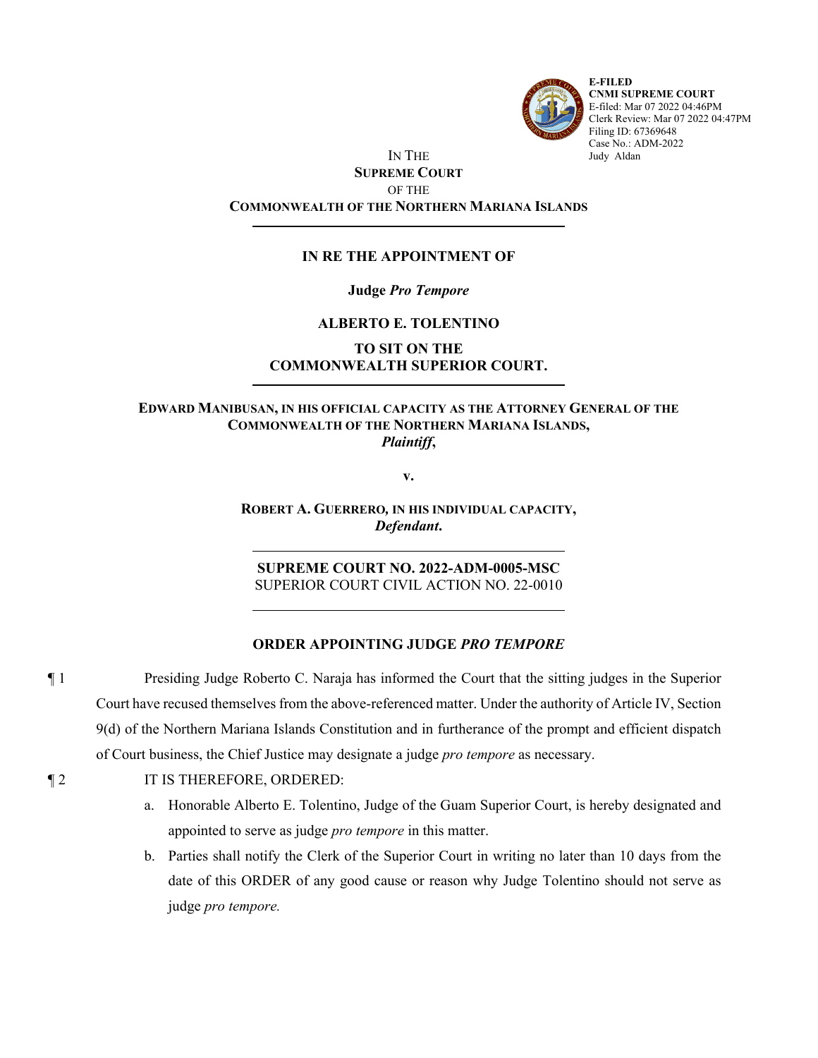E-FILED
CNMI SUPREME COURT
E-filed: Mar 07 2022 04:46PM
Clerk Review: Mar 07 2022 04:47PM
Filing ID: 67369648
Case No.: ADM-2022
Judy Aldan

IN THE
**SUPREME COURT**
OF THE
**COMMONWEALTH OF THE NORTHERN MARIANA ISLANDS**

---

**IN RE THE APPOINTMENT OF**

**Judge *Pro Tempore***

**ALBERTO E. TOLENTINO**

**TO SIT ON THE
COMMONWEALTH SUPERIOR COURT.**

---

**EDWARD MANIBUSAN, IN HIS OFFICIAL CAPACITY AS THE ATTORNEY GENERAL OF THE COMMONWEALTH OF THE NORTHERN MARIANA ISLANDS,**
***Plaintiff*,**

**v.**

**ROBERT A. GUERRERO, IN HIS INDIVIDUAL CAPACITY,**
***Defendant*.**

---

**SUPREME COURT NO. 2022-ADM-0005-MSC**
SUPERIOR COURT CIVIL ACTION NO. 22-0010

---

**ORDER APPOINTING JUDGE *PRO TEMPORE***

¶ 1 Presiding Judge Roberto C. Naraja has informed the Court that the sitting judges in the Superior Court have recused themselves from the above-referenced matter. Under the authority of Article IV, Section 9(d) of the Northern Mariana Islands Constitution and in furtherance of the prompt and efficient dispatch of Court business, the Chief Justice may designate a judge *pro tempore* as necessary.

¶ 2 IT IS THEREFORE, ORDERED:

a. Honorable Alberto E. Tolentino, Judge of the Guam Superior Court, is hereby designated and appointed to serve as judge *pro tempore* in this matter.

b. Parties shall notify the Clerk of the Superior Court in writing no later than 10 days from the date of this ORDER of any good cause or reason why Judge Tolentino should not serve as judge *pro tempore.*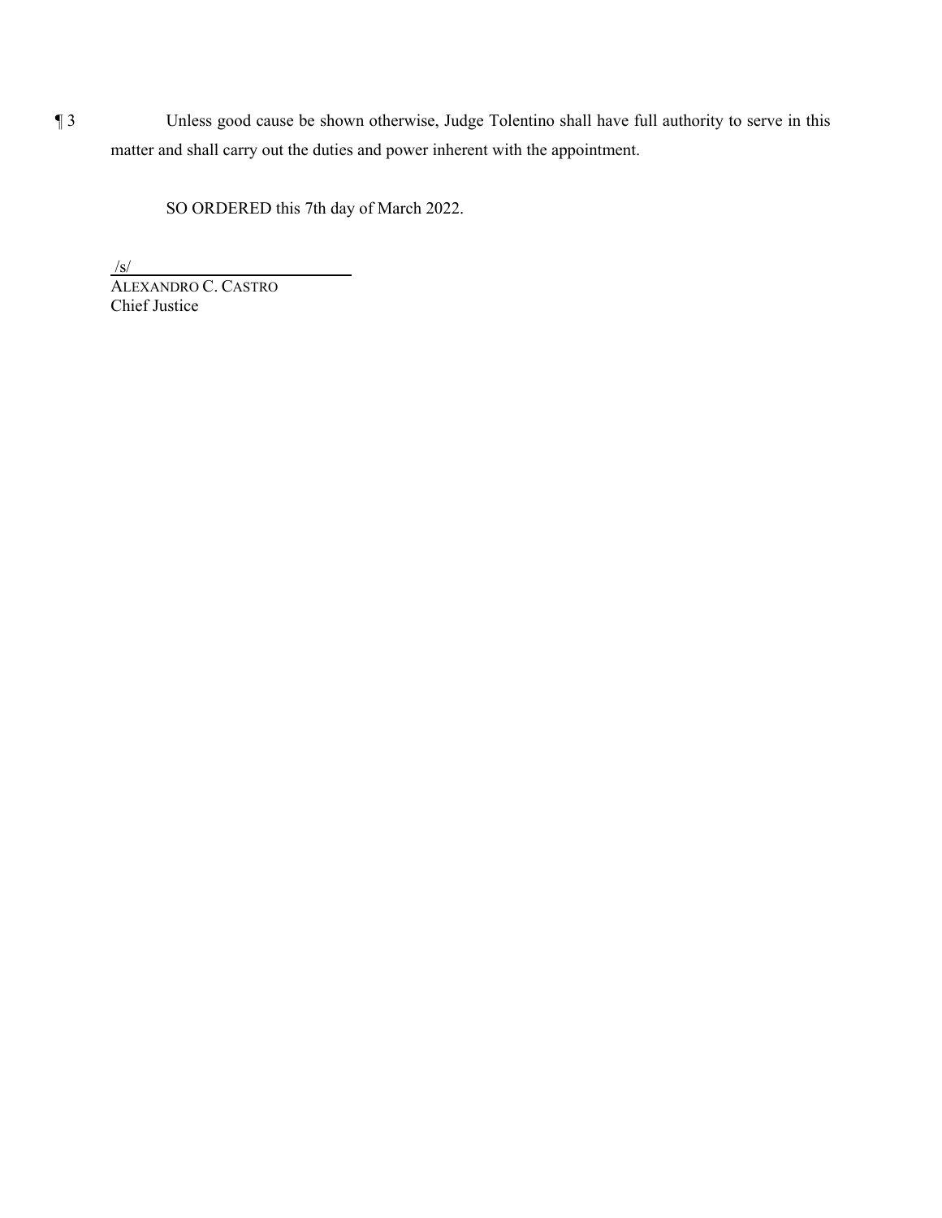¶ 3 Unless good cause be shown otherwise, Judge Tolentino shall have full authority to serve in this matter and shall carry out the duties and power inherent with the appointment.

SO ORDERED this 7th day of March 2022.

/s/

ALEXANDRO C. CASTRO
Chief Justice